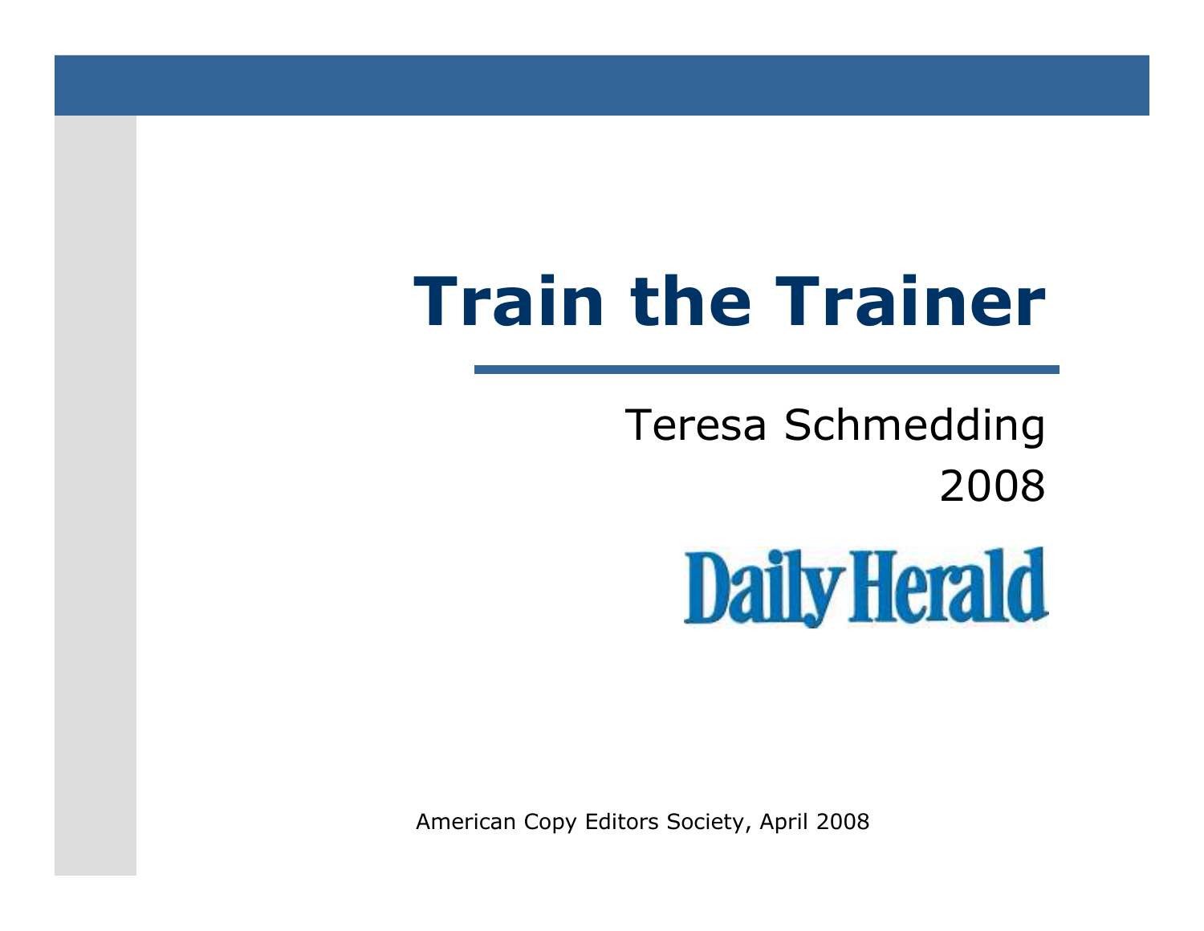# Train the Trainer

Teresa Schmedding

2008

Daily Herald

American Copy Editors Society, April 2008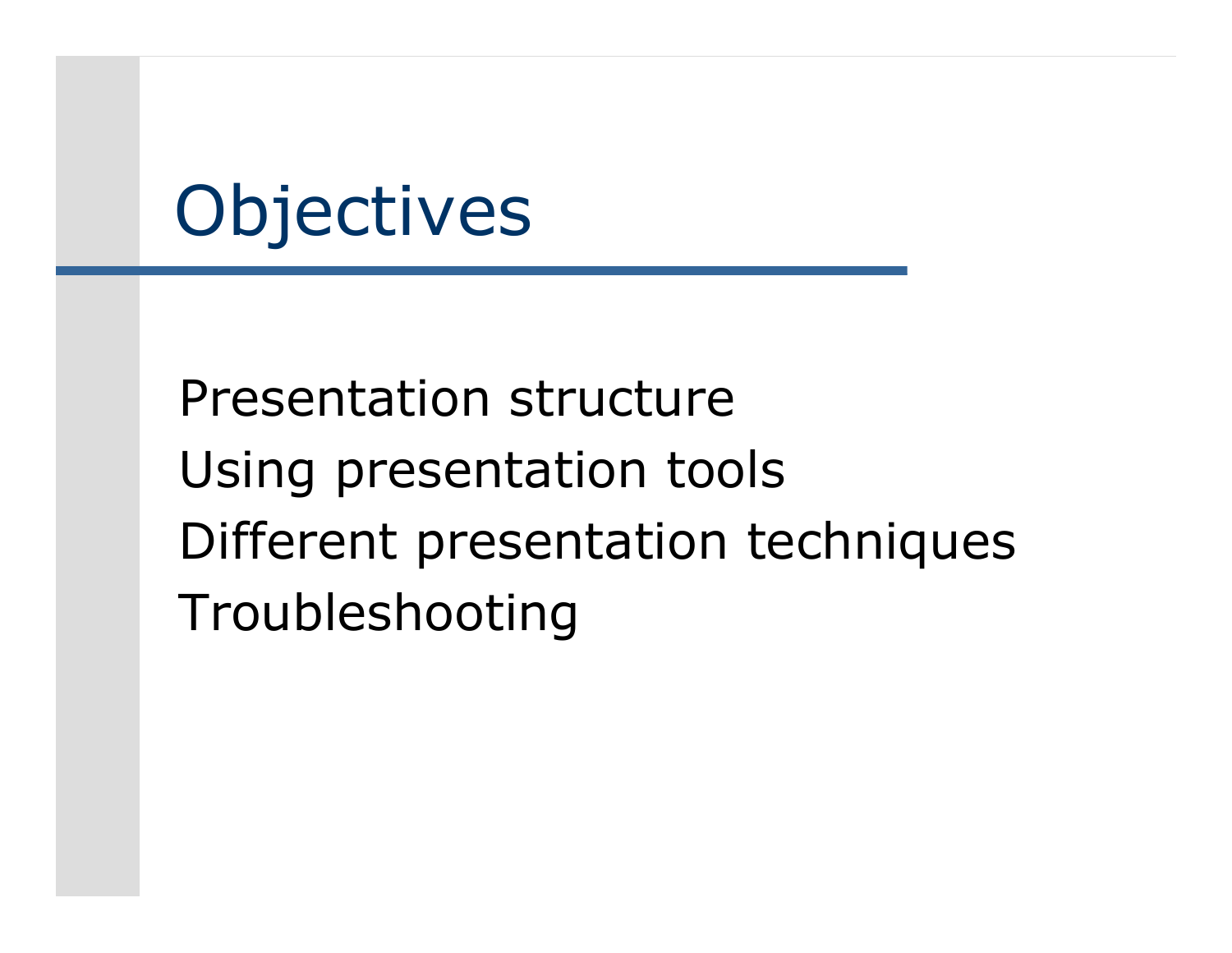# Objectives

- Presentation structure
- Using presentation tools
- Different presentation techniques
- Troubleshooting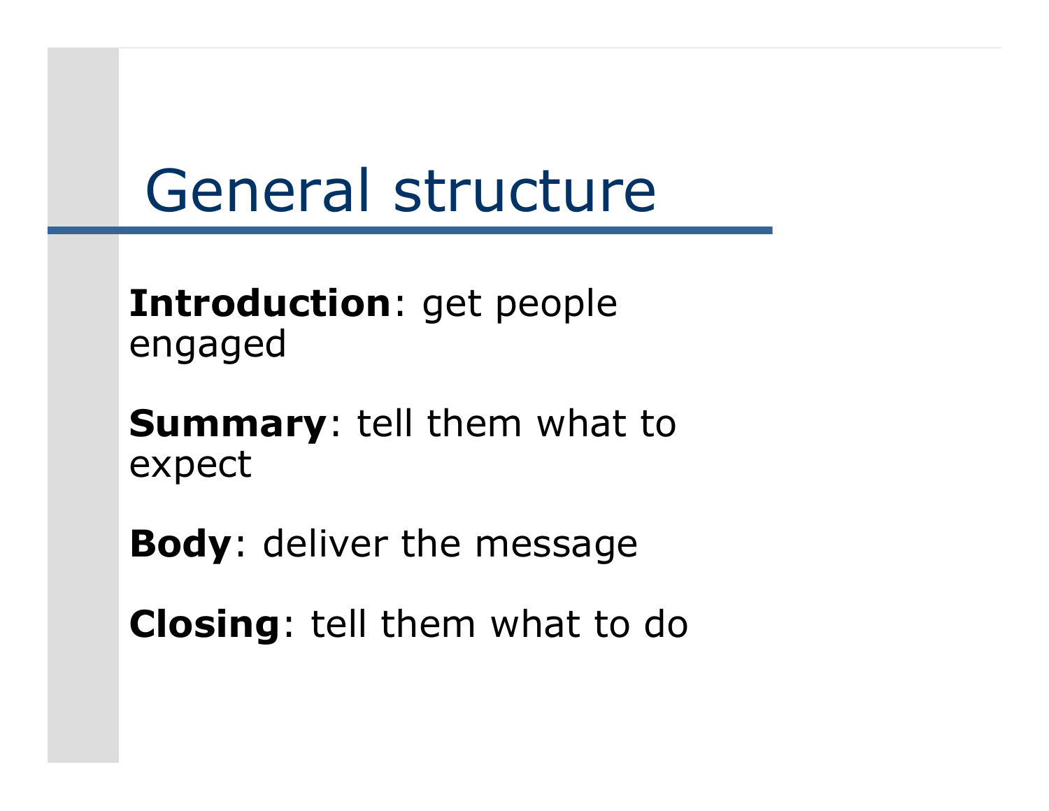# General structure

**Introduction**: get people engaged

**Summary**: tell them what to expect

**Body**: deliver the message

**Closing**: tell them what to do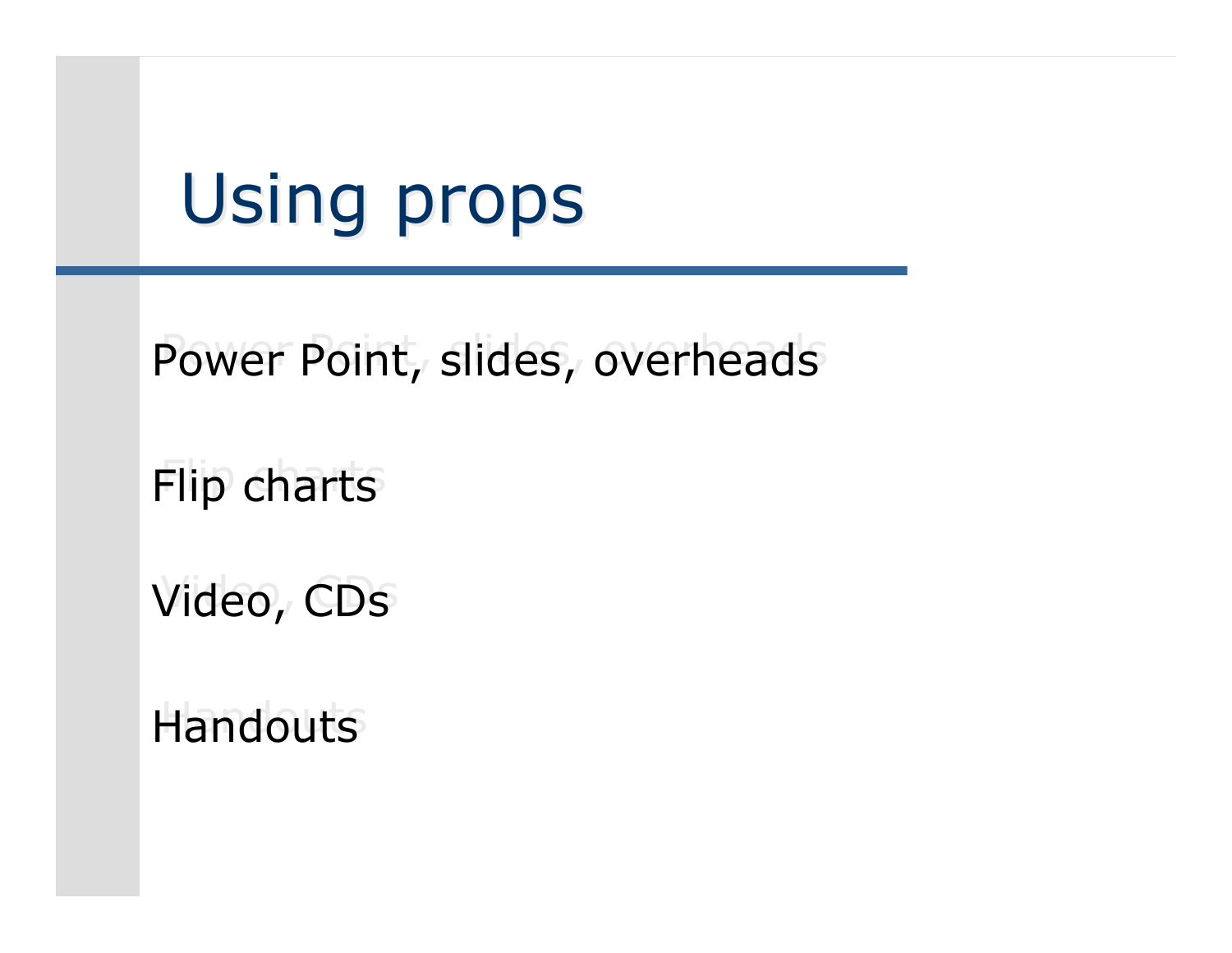# Using props

- Power Point, slides, overheads
- Flip charts
- Video, CDs
- Handouts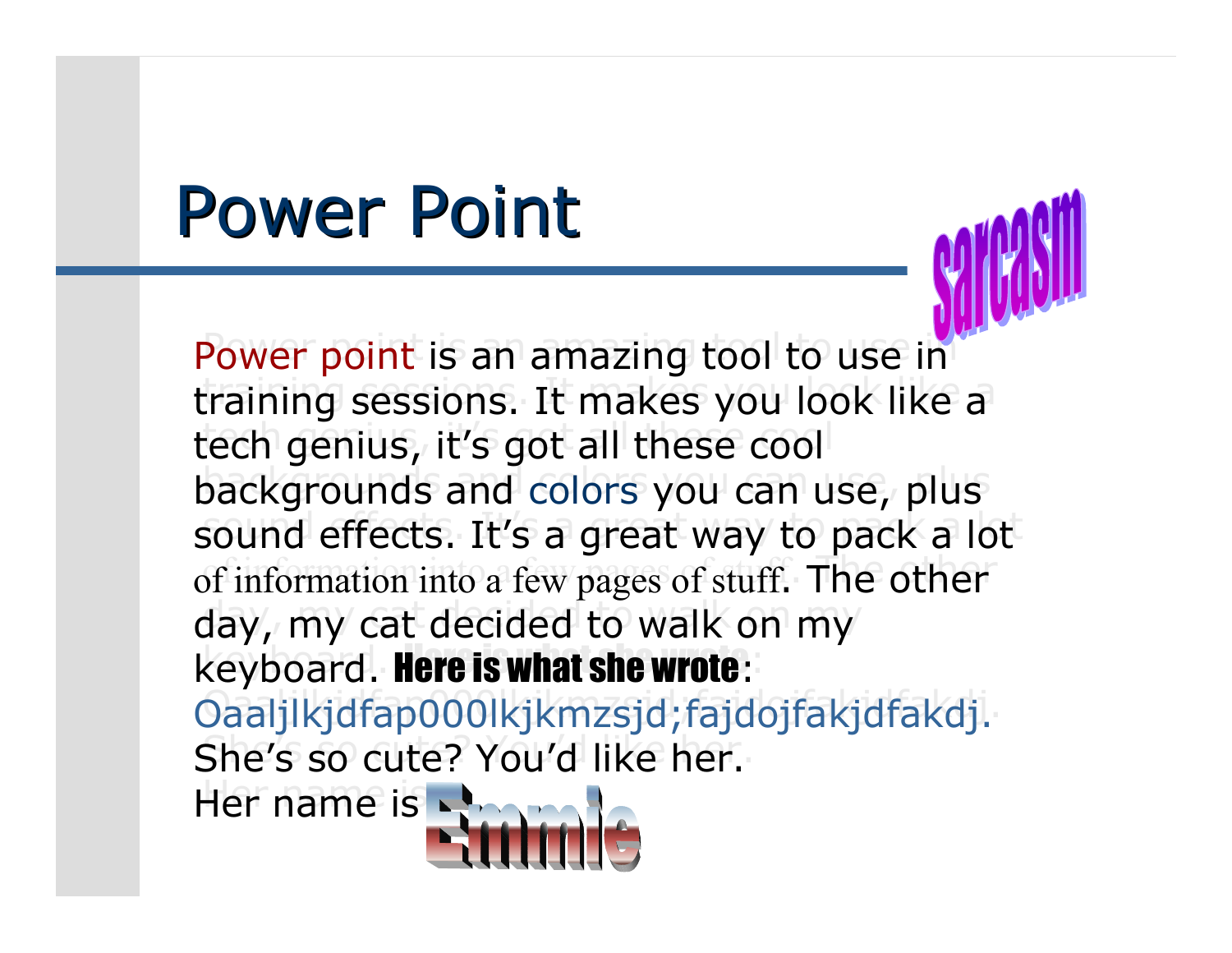# Power Point

sarcasm

Power point is an amazing tool to use in training sessions. It makes you look like a tech genius, it's got all these cool backgrounds and colors you can use, plus sound effects. It's a great way to pack a lot of information into a few pages of stuff. The other day, my cat decided to walk on my keyboard. **Here is what she wrote**: Oaaljlkjdfap000lkjkmzsjd;fajdojfakjdfakdj. She's so cute? You'd like her. Her name is **Emmie**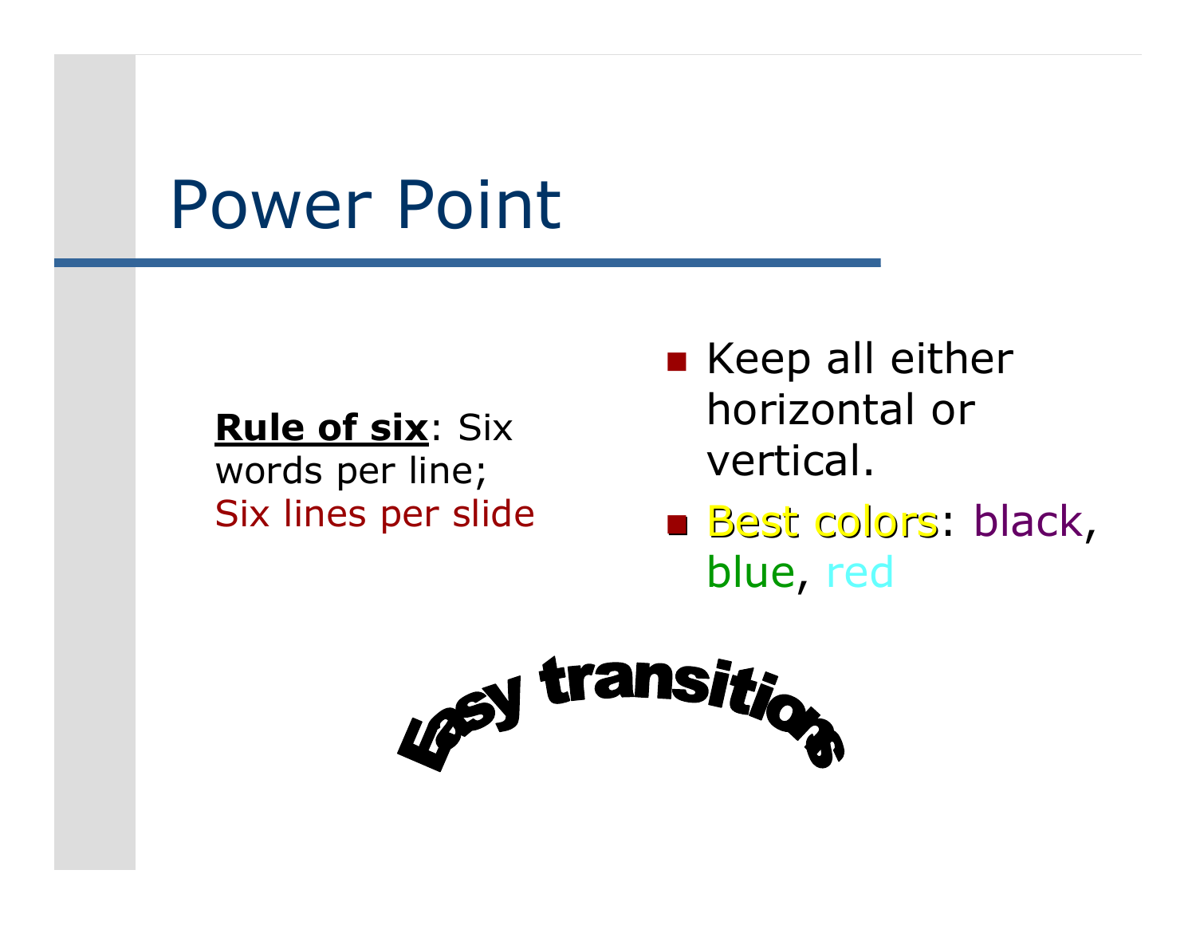# Power Point

**Rule of six**: Six words per line; Six lines per slide

- Keep all either horizontal or vertical.
- Best colors: black, blue, red

Easy transitions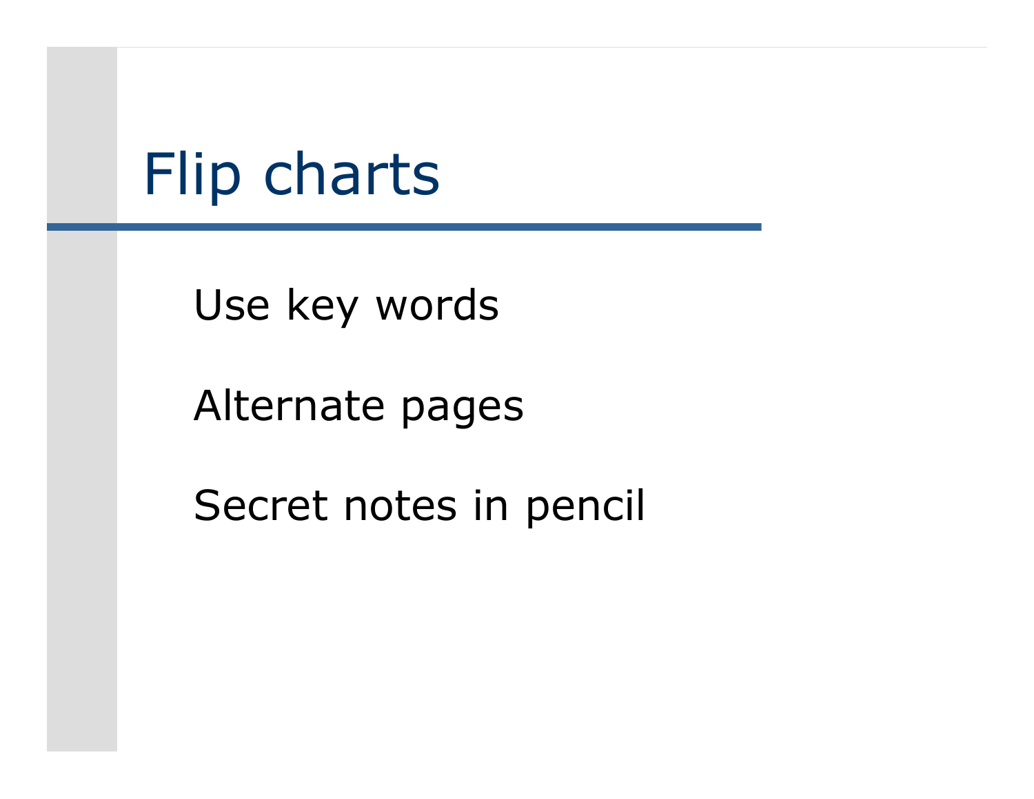# Flip charts

Use key words

Alternate pages

Secret notes in pencil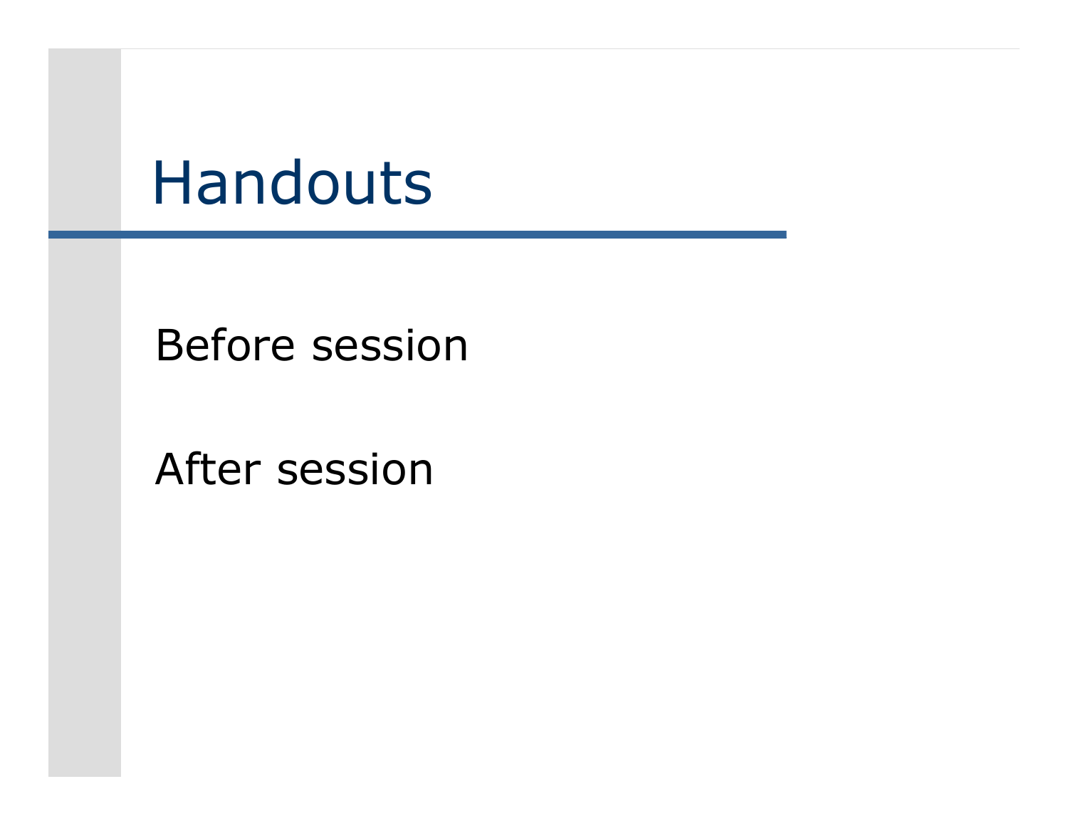# Handouts

Before session

After session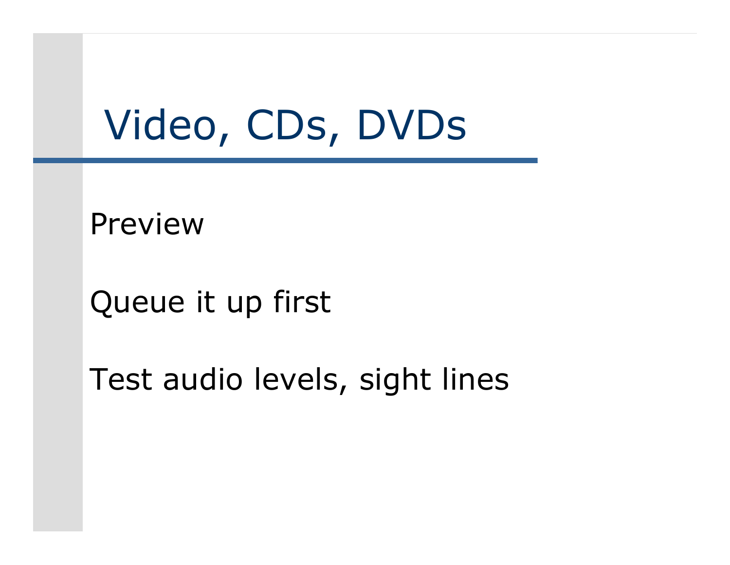# Video, CDs, DVDs

Preview

Queue it up first

Test audio levels, sight lines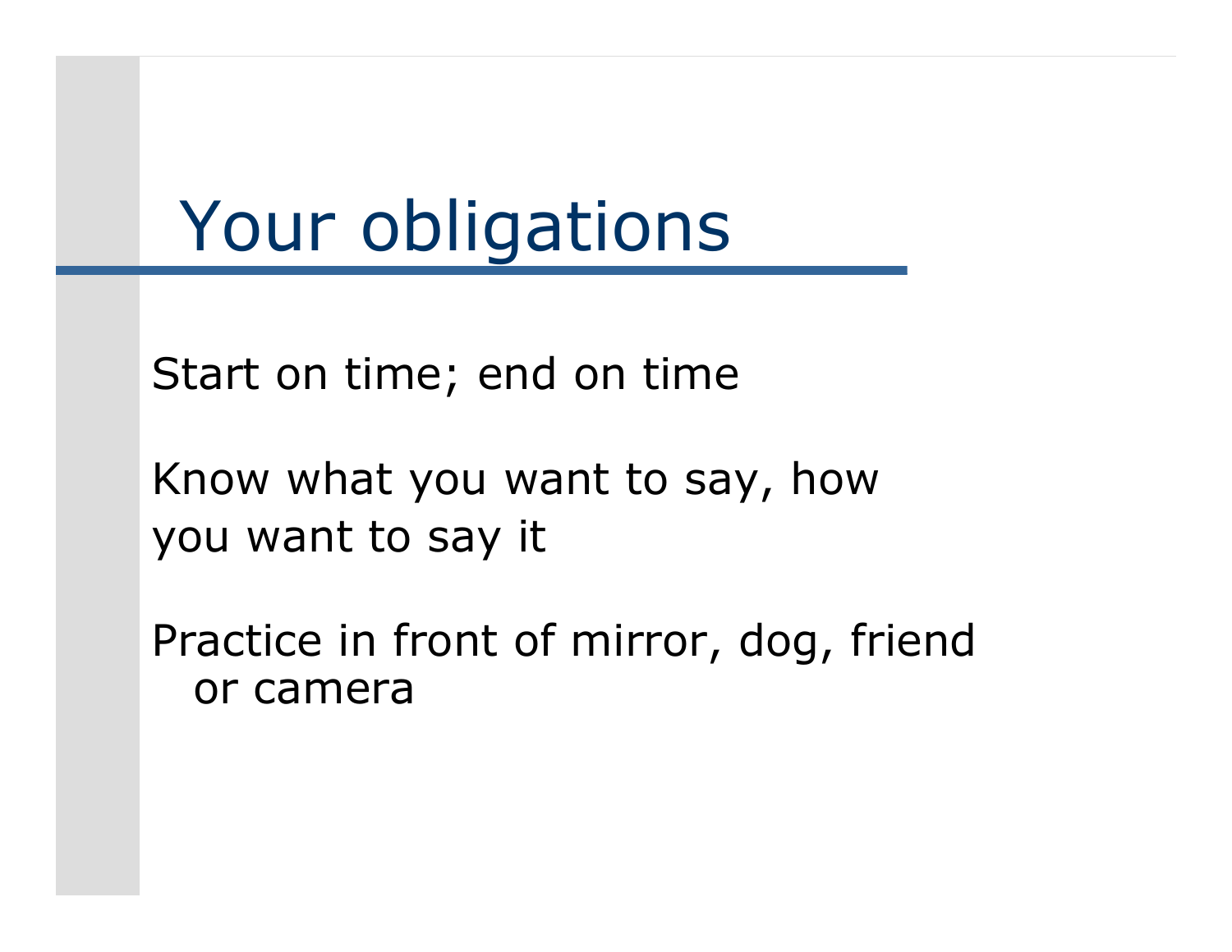# Your obligations

Start on time; end on time

Know what you want to say, how you want to say it

Practice in front of mirror, dog, friend or camera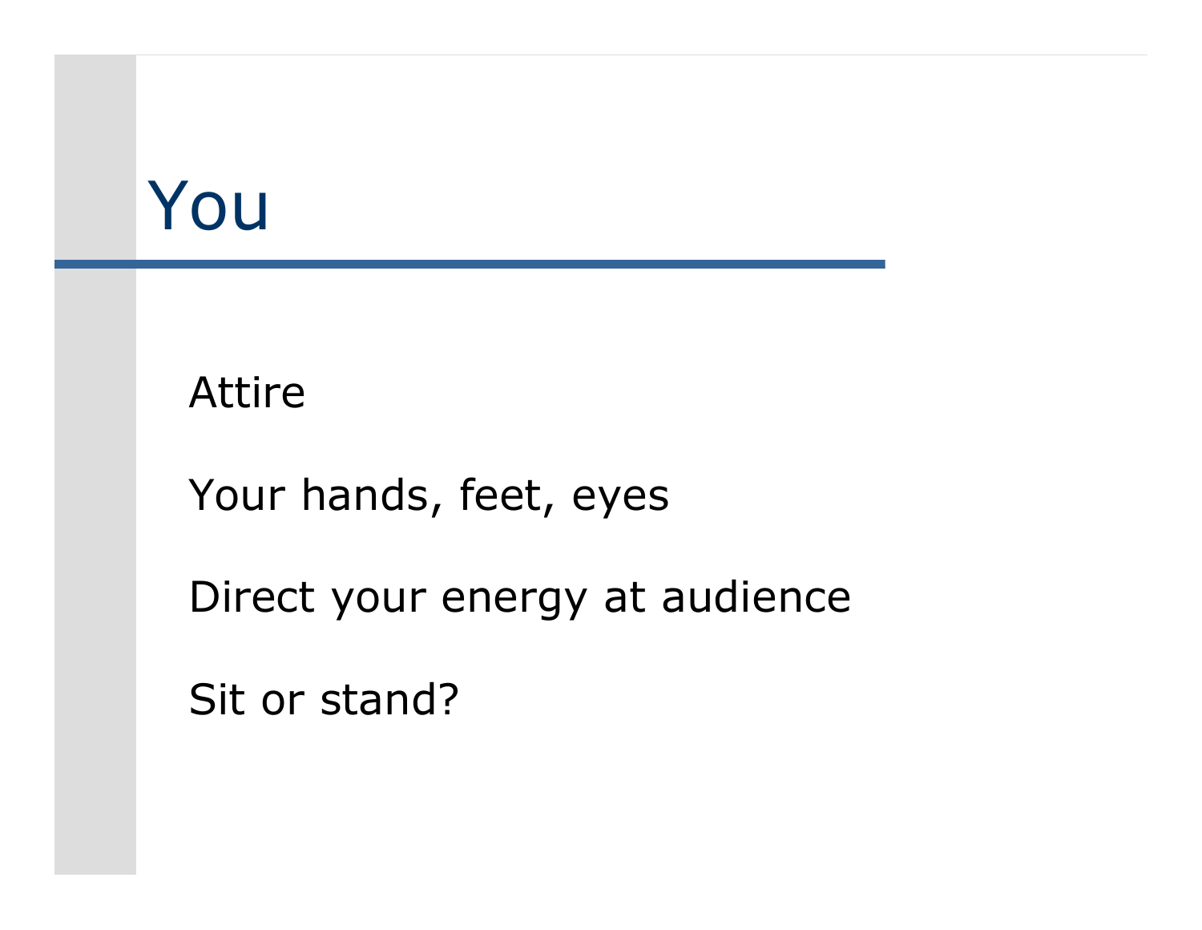# You

Attire

Your hands, feet, eyes

Direct your energy at audience

Sit or stand?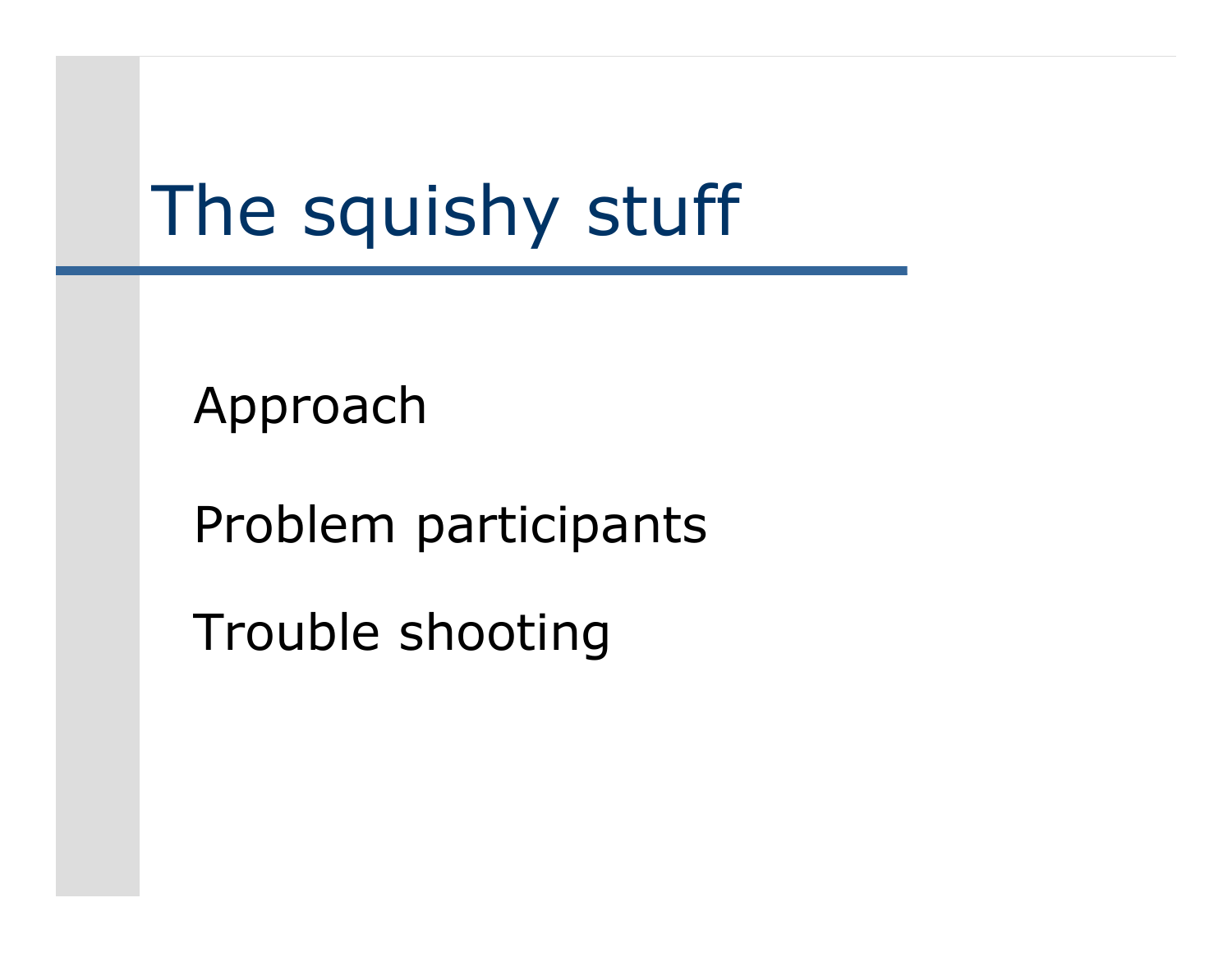# The squishy stuff

Approach

Problem participants

Trouble shooting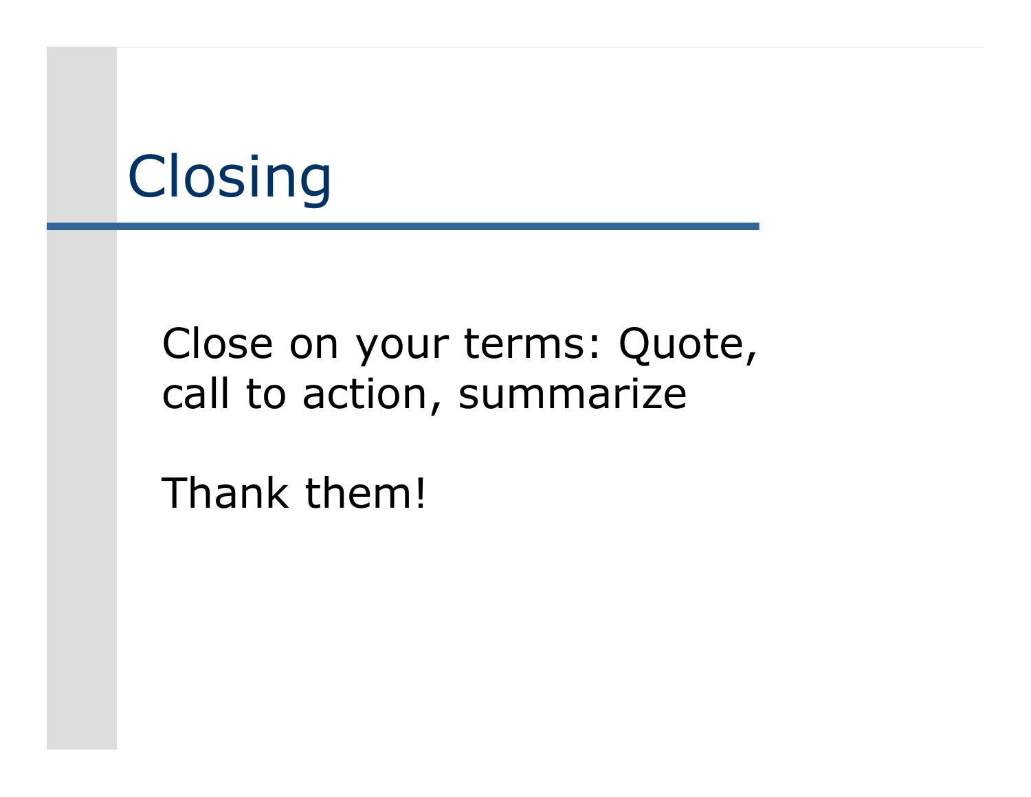# Closing

Close on your terms: Quote, call to action, summarize

Thank them!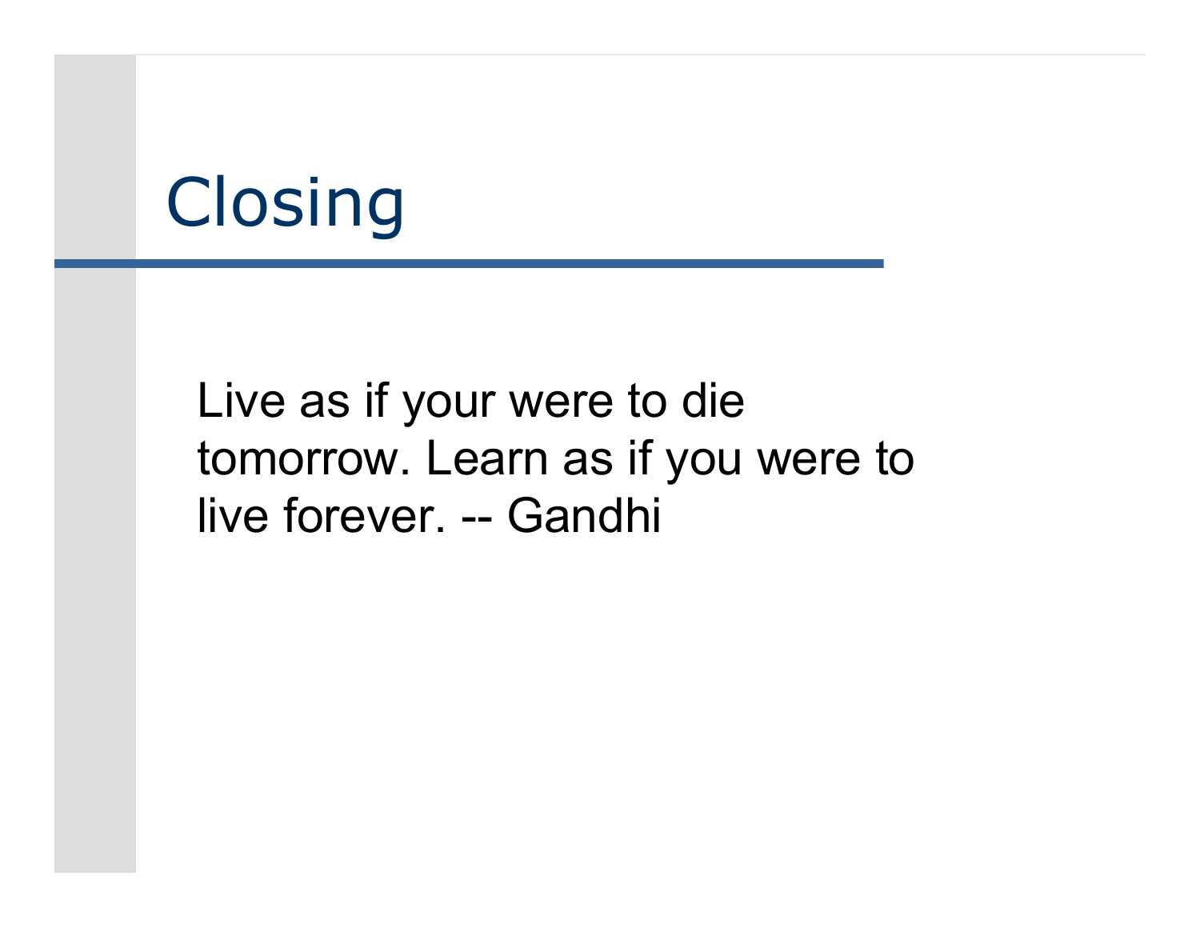# Closing

Live as if your were to die tomorrow. Learn as if you were to live forever. -- Gandhi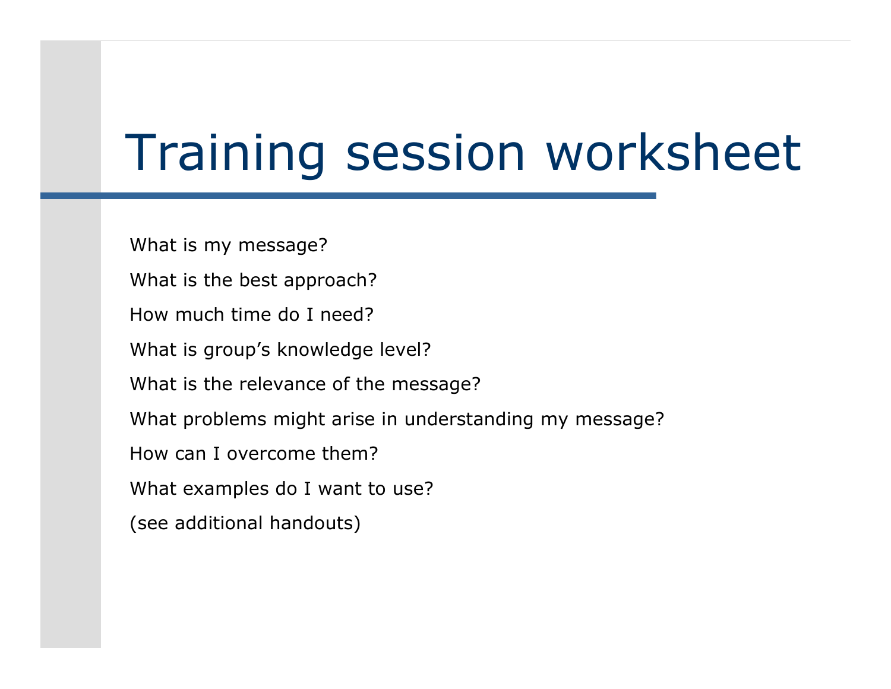# Training session worksheet

What is my message?

What is the best approach?

How much time do I need?

What is group’s knowledge level?

What is the relevance of the message?

What problems might arise in understanding my message?

How can I overcome them?

What examples do I want to use?

(see additional handouts)